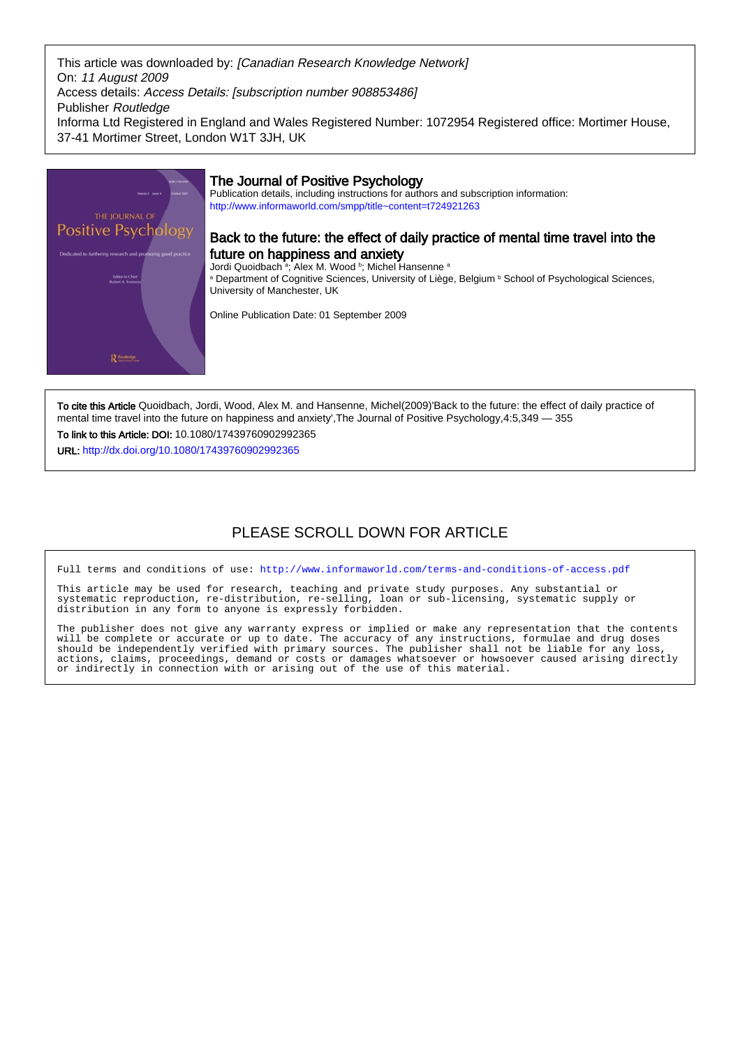This article was downloaded by: *[Canadian Research Knowledge Network]*
On: *11 August 2009*
Access details: *Access Details: [subscription number 908853486]*
Publisher *Routledge*
Informa Ltd Registered in England and Wales Registered Number: 1072954 Registered office: Mortimer House, 37-41 Mortimer Street, London W1T 3JH, UK

## The Journal of Positive Psychology

Publication details, including instructions for authors and subscription information:
http://www.informaworld.com/smpp/title~content=t724921263

## Back to the future: the effect of daily practice of mental time travel into the future on happiness and anxiety

Jordi Quoidbach [a]; Alex M. Wood [b]; Michel Hansenne [a]

[a] Department of Cognitive Sciences, University of Liège, Belgium [b] School of Psychological Sciences, University of Manchester, UK

Online Publication Date: 01 September 2009

**To cite this Article** Quoidbach, Jordi, Wood, Alex M. and Hansenne, Michel(2009)'Back to the future: the effect of daily practice of mental time travel into the future on happiness and anxiety',The Journal of Positive Psychology,4:5,349 — 355

**To link to this Article: DOI:** 10.1080/17439760902992365

**URL:** http://dx.doi.org/10.1080/17439760902992365

PLEASE SCROLL DOWN FOR ARTICLE

Full terms and conditions of use: http://www.informaworld.com/terms-and-conditions-of-access.pdf

This article may be used for research, teaching and private study purposes. Any substantial or systematic reproduction, re-distribution, re-selling, loan or sub-licensing, systematic supply or distribution in any form to anyone is expressly forbidden.

The publisher does not give any warranty express or implied or make any representation that the contents will be complete or accurate or up to date. The accuracy of any instructions, formulae and drug doses should be independently verified with primary sources. The publisher shall not be liable for any loss, actions, claims, proceedings, demand or costs or damages whatsoever or howsoever caused arising directly or indirectly in connection with or arising out of the use of this material.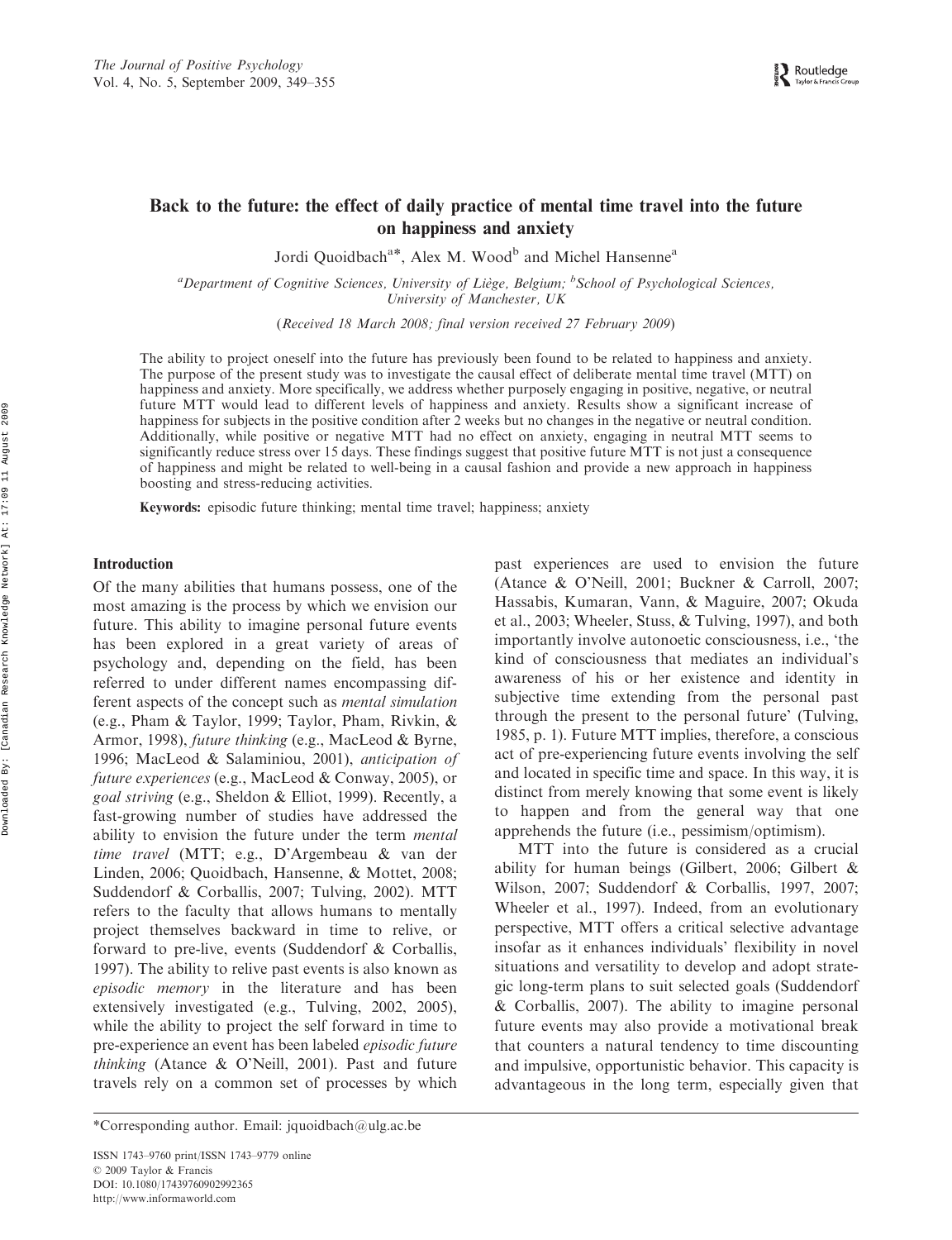# Back to the future: the effect of daily practice of mental time travel into the future on happiness and anxiety

Jordi Quoidbach[a*], Alex M. Wood[b] and Michel Hansenne[a]

[a]Department of Cognitive Sciences, University of Liège, Belgium; [b]School of Psychological Sciences, University of Manchester, UK

*(Received 18 March 2008; final version received 27 February 2009)*

The ability to project oneself into the future has previously been found to be related to happiness and anxiety. The purpose of the present study was to investigate the causal effect of deliberate mental time travel (MTT) on happiness and anxiety. More specifically, we address whether purposely engaging in positive, negative, or neutral future MTT would lead to different levels of happiness and anxiety. Results show a significant increase of happiness for subjects in the positive condition after 2 weeks but no changes in the negative or neutral condition. Additionally, while positive or negative MTT had no effect on anxiety, engaging in neutral MTT seems to significantly reduce stress over 15 days. These findings suggest that positive future MTT is not just a consequence of happiness and might be related to well-being in a causal fashion and provide a new approach in happiness boosting and stress-reducing activities.

**Keywords:** episodic future thinking; mental time travel; happiness; anxiety

## Introduction

Of the many abilities that humans possess, one of the most amazing is the process by which we envision our future. This ability to imagine personal future events has been explored in a great variety of areas of psychology and, depending on the field, has been referred to under different names encompassing different aspects of the concept such as *mental simulation* (e.g., Pham & Taylor, 1999; Taylor, Pham, Rivkin, & Armor, 1998), *future thinking* (e.g., MacLeod & Byrne, 1996; MacLeod & Salaminiou, 2001), *anticipation of future experiences* (e.g., MacLeod & Conway, 2005), or *goal striving* (e.g., Sheldon & Elliot, 1999). Recently, a fast-growing number of studies have addressed the ability to envision the future under the term *mental time travel* (MTT; e.g., D'Argembeau & van der Linden, 2006; Quoidbach, Hansenne, & Mottet, 2008; Suddendorf & Corballis, 2007; Tulving, 2002). MTT refers to the faculty that allows humans to mentally project themselves backward in time to relive, or forward to pre-live, events (Suddendorf & Corballis, 1997). The ability to relive past events is also known as *episodic memory* in the literature and has been extensively investigated (e.g., Tulving, 2002, 2005), while the ability to project the self forward in time to pre-experience an event has been labeled *episodic future thinking* (Atance & O'Neill, 2001). Past and future travels rely on a common set of processes by which past experiences are used to envision the future (Atance & O'Neill, 2001; Buckner & Carroll, 2007; Hassabis, Kumaran, Vann, & Maguire, 2007; Okuda et al., 2003; Wheeler, Stuss, & Tulving, 1997), and both importantly involve autonoetic consciousness, i.e., 'the kind of consciousness that mediates an individual's awareness of his or her existence and identity in subjective time extending from the personal past through the present to the personal future' (Tulving, 1985, p. 1). Future MTT implies, therefore, a conscious act of pre-experiencing future events involving the self and located in specific time and space. In this way, it is distinct from merely knowing that some event is likely to happen and from the general way that one apprehends the future (i.e., pessimism/optimism).

MTT into the future is considered as a crucial ability for human beings (Gilbert, 2006; Gilbert & Wilson, 2007; Suddendorf & Corballis, 1997, 2007; Wheeler et al., 1997). Indeed, from an evolutionary perspective, MTT offers a critical selective advantage insofar as it enhances individuals' flexibility in novel situations and versatility to develop and adopt strategic long-term plans to suit selected goals (Suddendorf & Corballis, 2007). The ability to imagine personal future events may also provide a motivational break that counters a natural tendency to time discounting and impulsive, opportunistic behavior. This capacity is advantageous in the long term, especially given that

*Corresponding author. Email: jquoidbach@ulg.ac.be

ISSN 1743–9760 print/ISSN 1743–9779 online
© 2009 Taylor & Francis
DOI: 10.1080/17439760902992365
http://www.informaworld.com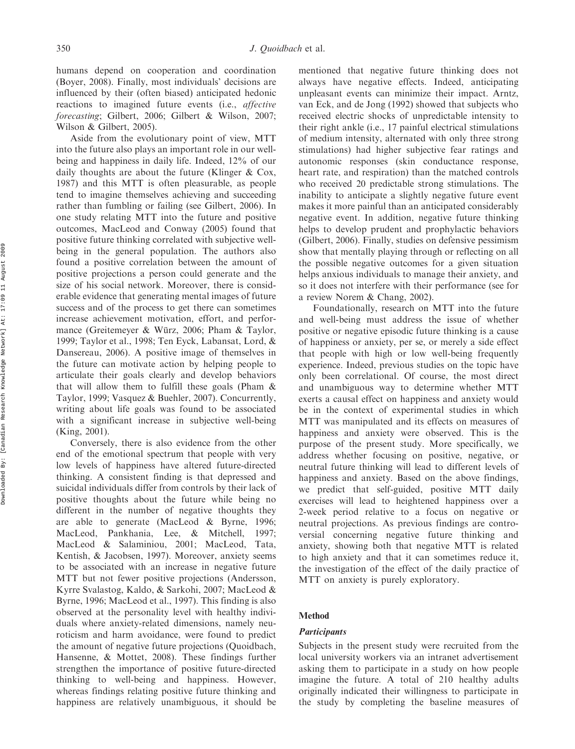humans depend on cooperation and coordination (Boyer, 2008). Finally, most individuals' decisions are influenced by their (often biased) anticipated hedonic reactions to imagined future events (i.e., *affective forecasting*; Gilbert, 2006; Gilbert & Wilson, 2007; Wilson & Gilbert, 2005).

Aside from the evolutionary point of view, MTT into the future also plays an important role in our well-being and happiness in daily life. Indeed, 12% of our daily thoughts are about the future (Klinger & Cox, 1987) and this MTT is often pleasurable, as people tend to imagine themselves achieving and succeeding rather than fumbling or failing (see Gilbert, 2006). In one study relating MTT into the future and positive outcomes, MacLeod and Conway (2005) found that positive future thinking correlated with subjective well-being in the general population. The authors also found a positive correlation between the amount of positive projections a person could generate and the size of his social network. Moreover, there is considerable evidence that generating mental images of future success and of the process to get there can sometimes increase achievement motivation, effort, and performance (Greitemeyer & Würz, 2006; Pham & Taylor, 1999; Taylor et al., 1998; Ten Eyck, Labansat, Lord, & Dansereau, 2006). A positive image of themselves in the future can motivate action by helping people to articulate their goals clearly and develop behaviors that will allow them to fulfill these goals (Pham & Taylor, 1999; Vasquez & Buehler, 2007). Concurrently, writing about life goals was found to be associated with a significant increase in subjective well-being (King, 2001).

Conversely, there is also evidence from the other end of the emotional spectrum that people with very low levels of happiness have altered future-directed thinking. A consistent finding is that depressed and suicidal individuals differ from controls by their lack of positive thoughts about the future while being no different in the number of negative thoughts they are able to generate (MacLeod & Byrne, 1996; MacLeod, Pankhania, Lee, & Mitchell, 1997; MacLeod & Salaminiou, 2001; MacLeod, Tata, Kentish, & Jacobsen, 1997). Moreover, anxiety seems to be associated with an increase in negative future MTT but not fewer positive projections (Andersson, Kyrre Svalastog, Kaldo, & Sarkohi, 2007; MacLeod & Byrne, 1996; MacLeod et al., 1997). This finding is also observed at the personality level with healthy individuals where anxiety-related dimensions, namely neuroticism and harm avoidance, were found to predict the amount of negative future projections (Quoidbach, Hansenne, & Mottet, 2008). These findings further strengthen the importance of positive future-directed thinking to well-being and happiness. However, whereas findings relating positive future thinking and happiness are relatively unambiguous, it should be mentioned that negative future thinking does not always have negative effects. Indeed, anticipating unpleasant events can minimize their impact. Arntz, van Eck, and de Jong (1992) showed that subjects who received electric shocks of unpredictable intensity to their right ankle (i.e., 17 painful electrical stimulations of medium intensity, alternated with only three strong stimulations) had higher subjective fear ratings and autonomic responses (skin conductance response, heart rate, and respiration) than the matched controls who received 20 predictable strong stimulations. The inability to anticipate a slightly negative future event makes it more painful than an anticipated considerably negative event. In addition, negative future thinking helps to develop prudent and prophylactic behaviors (Gilbert, 2006). Finally, studies on defensive pessimism show that mentally playing through or reflecting on all the possible negative outcomes for a given situation helps anxious individuals to manage their anxiety, and so it does not interfere with their performance (see for a review Norem & Chang, 2002).

Foundationally, research on MTT into the future and well-being must address the issue of whether positive or negative episodic future thinking is a cause of happiness or anxiety, per se, or merely a side effect that people with high or low well-being frequently experience. Indeed, previous studies on the topic have only been correlational. Of course, the most direct and unambiguous way to determine whether MTT exerts a causal effect on happiness and anxiety would be in the context of experimental studies in which MTT was manipulated and its effects on measures of happiness and anxiety were observed. This is the purpose of the present study. More specifically, we address whether focusing on positive, negative, or neutral future thinking will lead to different levels of happiness and anxiety. Based on the above findings, we predict that self-guided, positive MTT daily exercises will lead to heightened happiness over a 2-week period relative to a focus on negative or neutral projections. As previous findings are controversial concerning negative future thinking and anxiety, showing both that negative MTT is related to high anxiety and that it can sometimes reduce it, the investigation of the effect of the daily practice of MTT on anxiety is purely exploratory.

## Method

### *Participants*

Subjects in the present study were recruited from the local university workers via an intranet advertisement asking them to participate in a study on how people imagine the future. A total of 210 healthy adults originally indicated their willingness to participate in the study by completing the baseline measures of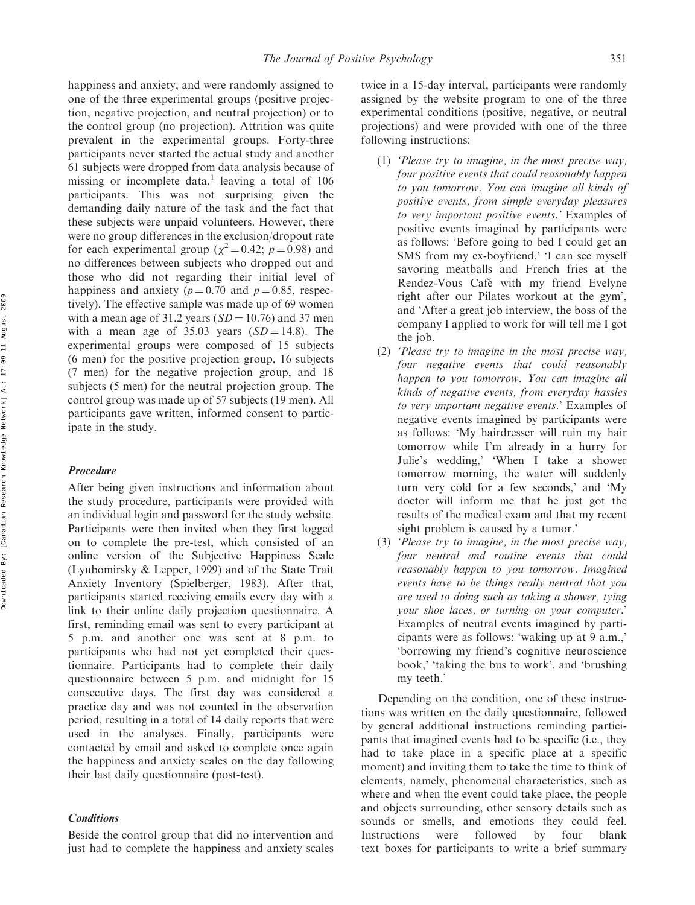happiness and anxiety, and were randomly assigned to one of the three experimental groups (positive projection, negative projection, and neutral projection) or to the control group (no projection). Attrition was quite prevalent in the experimental groups. Forty-three participants never started the actual study and another 61 subjects were dropped from data analysis because of missing or incomplete data,[1] leaving a total of 106 participants. This was not surprising given the demanding daily nature of the task and the fact that these subjects were unpaid volunteers. However, there were no group differences in the exclusion/dropout rate for each experimental group ($\chi^2 = 0.42$; $p = 0.98$) and no differences between subjects who dropped out and those who did not regarding their initial level of happiness and anxiety ($p = 0.70$ and $p = 0.85$, respectively). The effective sample was made up of 69 women with a mean age of 31.2 years ($SD = 10.76$) and 37 men with a mean age of 35.03 years ($SD = 14.8$). The experimental groups were composed of 15 subjects (6 men) for the positive projection group, 16 subjects (7 men) for the negative projection group, and 18 subjects (5 men) for the neutral projection group. The control group was made up of 57 subjects (19 men). All participants gave written, informed consent to participate in the study.

### *Procedure*

After being given instructions and information about the study procedure, participants were provided with an individual login and password for the study website. Participants were then invited when they first logged on to complete the pre-test, which consisted of an online version of the Subjective Happiness Scale (Lyubomirsky & Lepper, 1999) and of the State Trait Anxiety Inventory (Spielberger, 1983). After that, participants started receiving emails every day with a link to their online daily projection questionnaire. A first, reminding email was sent to every participant at 5 p.m. and another one was sent at 8 p.m. to participants who had not yet completed their questionnaire. Participants had to complete their daily questionnaire between 5 p.m. and midnight for 15 consecutive days. The first day was considered a practice day and was not counted in the observation period, resulting in a total of 14 daily reports that were used in the analyses. Finally, participants were contacted by email and asked to complete once again the happiness and anxiety scales on the day following their last daily questionnaire (post-test).

### *Conditions*

Beside the control group that did no intervention and just had to complete the happiness and anxiety scales twice in a 15-day interval, participants were randomly assigned by the website program to one of the three experimental conditions (positive, negative, or neutral projections) and were provided with one of the three following instructions:

(1) *'Please try to imagine, in the most precise way, four positive events that could reasonably happen to you tomorrow. You can imagine all kinds of positive events, from simple everyday pleasures to very important positive events.'* Examples of positive events imagined by participants were as follows: 'Before going to bed I could get an SMS from my ex-boyfriend,' 'I can see myself savoring meatballs and French fries at the Rendez-Vous Café with my friend Evelyne right after our Pilates workout at the gym', and 'After a great job interview, the boss of the company I applied to work for will tell me I got the job.
(2) *'Please try to imagine in the most precise way, four negative events that could reasonably happen to you tomorrow. You can imagine all kinds of negative events, from everyday hassles to very important negative events.'* Examples of negative events imagined by participants were as follows: 'My hairdresser will ruin my hair tomorrow while I'm already in a hurry for Julie's wedding,' 'When I take a shower tomorrow morning, the water will suddenly turn very cold for a few seconds,' and 'My doctor will inform me that he just got the results of the medical exam and that my recent sight problem is caused by a tumor.'
(3) *'Please try to imagine, in the most precise way, four neutral and routine events that could reasonably happen to you tomorrow. Imagined events have to be things really neutral that you are used to doing such as taking a shower, tying your shoe laces, or turning on your computer.'* Examples of neutral events imagined by participants were as follows: 'waking up at 9 a.m.,' 'borrowing my friend's cognitive neuroscience book,' 'taking the bus to work', and 'brushing my teeth.'

Depending on the condition, one of these instructions was written on the daily questionnaire, followed by general additional instructions reminding participants that imagined events had to be specific (i.e., they had to take place in a specific place at a specific moment) and inviting them to take the time to think of elements, namely, phenomenal characteristics, such as where and when the event could take place, the people and objects surrounding, other sensory details such as sounds or smells, and emotions they could feel. Instructions were followed by four blank text boxes for participants to write a brief summary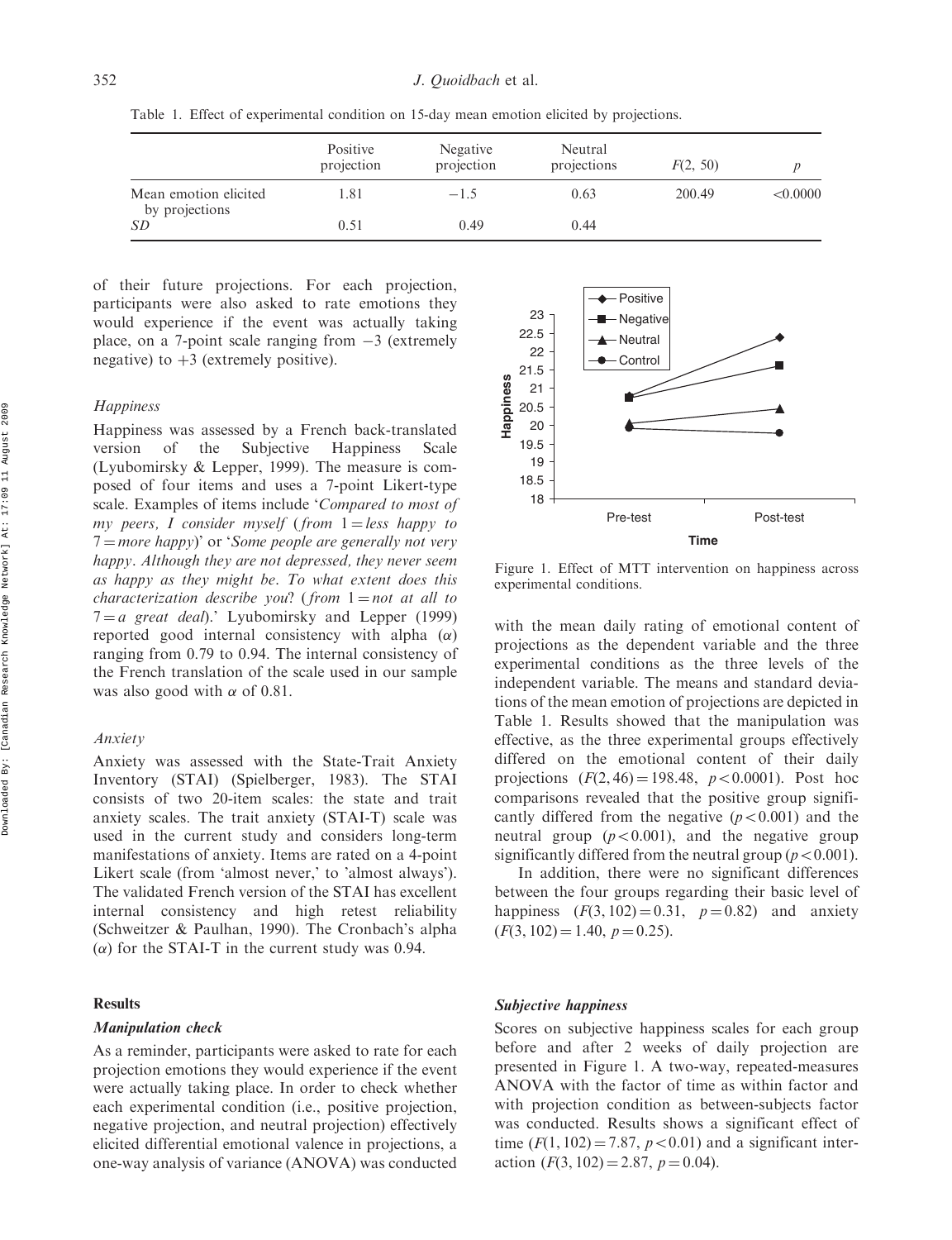Table 1. Effect of experimental condition on 15-day mean emotion elicited by projections.

| | Positive projection | Negative projection | Neutral projections | $F(2, 50)$ | $p$ |
|---|---|---|---|---|---|
| Mean emotion elicited by projections | 1.81 | −1.5 | 0.63 | 200.49 | <0.0000 |
| *SD* | 0.51 | 0.49 | 0.44 | | |

of their future projections. For each projection, participants were also asked to rate emotions they would experience if the event was actually taking place, on a 7-point scale ranging from −3 (extremely negative) to +3 (extremely positive).

### *Happiness*

Happiness was assessed by a French back-translated version of the Subjective Happiness Scale (Lyubomirsky & Lepper, 1999). The measure is composed of four items and uses a 7-point Likert-type scale. Examples of items include '*Compared to most of my peers, I consider myself (from 1 = less happy to 7 = more happy)*' or '*Some people are generally not very happy. Although they are not depressed, they never seem as happy as they might be. To what extent does this characterization describe you? (from 1 = not at all to 7 = a great deal).*' Lyubomirsky and Lepper (1999) reported good internal consistency with alpha ($\alpha$) ranging from 0.79 to 0.94. The internal consistency of the French translation of the scale used in our sample was also good with $\alpha$ of 0.81.

### *Anxiety*

Anxiety was assessed with the State-Trait Anxiety Inventory (STAI) (Spielberger, 1983). The STAI consists of two 20-item scales: the state and trait anxiety scales. The trait anxiety (STAI-T) scale was used in the current study and considers long-term manifestations of anxiety. Items are rated on a 4-point Likert scale (from 'almost never,' to 'almost always'). The validated French version of the STAI has excellent internal consistency and high retest reliability (Schweitzer & Paulhan, 1990). The Cronbach's alpha ($\alpha$) for the STAI-T in the current study was 0.94.

## Results

### *Manipulation check*

As a reminder, participants were asked to rate for each projection emotions they would experience if the event were actually taking place. In order to check whether each experimental condition (i.e., positive projection, negative projection, and neutral projection) effectively elicited differential emotional valence in projections, a one-way analysis of variance (ANOVA) was conducted with the mean daily rating of emotional content of projections as the dependent variable and the three experimental conditions as the three levels of the independent variable. The means and standard deviations of the mean emotion of projections are depicted in Table 1. Results showed that the manipulation was effective, as the three experimental groups effectively differed on the emotional content of their daily projections ($F(2, 46) = 198.48$, $p < 0.0001$). Post hoc comparisons revealed that the positive group significantly differed from the negative ($p < 0.001$) and the neutral group ($p < 0.001$), and the negative group significantly differed from the neutral group ($p < 0.001$).

In addition, there were no significant differences between the four groups regarding their basic level of happiness ($F(3, 102) = 0.31$, $p = 0.82$) and anxiety ($F(3, 102) = 1.40$, $p = 0.25$).

Figure 1. Effect of MTT intervention on happiness across experimental conditions.

### *Subjective happiness*

Scores on subjective happiness scales for each group before and after 2 weeks of daily projection are presented in Figure 1. A two-way, repeated-measures ANOVA with the factor of time as within factor and with projection condition as between-subjects factor was conducted. Results shows a significant effect of time ($F(1, 102) = 7.87$, $p < 0.01$) and a significant interaction ($F(3, 102) = 2.87$, $p = 0.04$).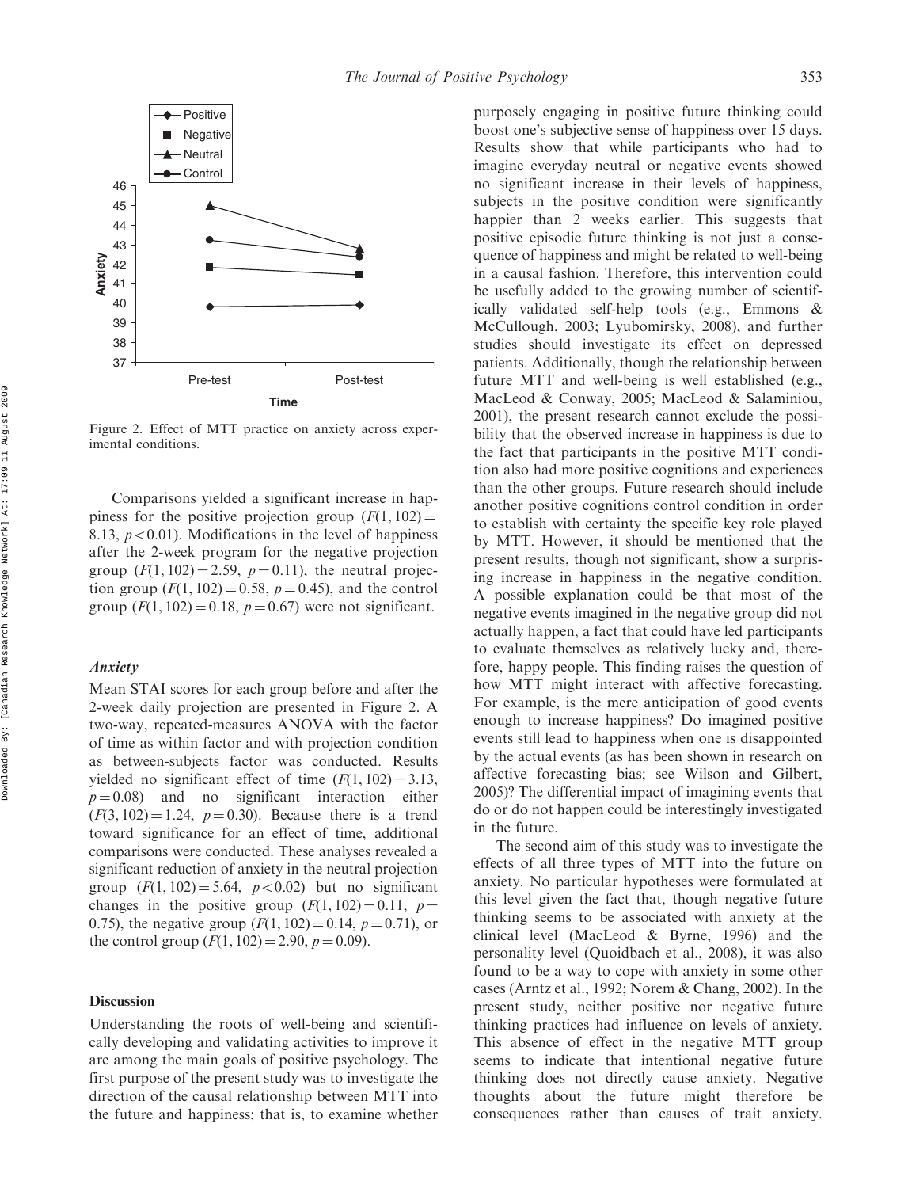Positive
Negative
Neutral
Control

46
45
44
43
42
41
40
39
38
37

Anxiety

Pre-test
Post-test

Time

Figure 2. Effect of MTT practice on anxiety across experimental conditions.

Comparisons yielded a significant increase in happiness for the positive projection group ($F(1, 102) = 8.13$, $p < 0.01$). Modifications in the level of happiness after the 2-week program for the negative projection group ($F(1, 102) = 2.59$, $p = 0.11$), the neutral projection group ($F(1, 102) = 0.58$, $p = 0.45$), and the control group ($F(1, 102) = 0.18$, $p = 0.67$) were not significant.

### *Anxiety*

Mean STAI scores for each group before and after the 2-week daily projection are presented in Figure 2. A two-way, repeated-measures ANOVA with the factor of time as within factor and with projection condition as between-subjects factor was conducted. Results yielded no significant effect of time ($F(1, 102) = 3.13$, $p = 0.08$) and no significant interaction either ($F(3, 102) = 1.24$, $p = 0.30$). Because there is a trend toward significance for an effect of time, additional comparisons were conducted. These analyses revealed a significant reduction of anxiety in the neutral projection group ($F(1, 102) = 5.64$, $p < 0.02$) but no significant changes in the positive group ($F(1, 102) = 0.11$, $p = 0.75$), the negative group ($F(1, 102) = 0.14$, $p = 0.71$), or the control group ($F(1, 102) = 2.90$, $p = 0.09$).

## Discussion

Understanding the roots of well-being and scientifically developing and validating activities to improve it are among the main goals of positive psychology. The first purpose of the present study was to investigate the direction of the causal relationship between MTT into the future and happiness; that is, to examine whether purposely engaging in positive future thinking could boost one's subjective sense of happiness over 15 days. Results show that while participants who had to imagine everyday neutral or negative events showed no significant increase in their levels of happiness, subjects in the positive condition were significantly happier than 2 weeks earlier. This suggests that positive episodic future thinking is not just a consequence of happiness and might be related to well-being in a causal fashion. Therefore, this intervention could be usefully added to the growing number of scientifically validated self-help tools (e.g., Emmons & McCullough, 2003; Lyubomirsky, 2008), and further studies should investigate its effect on depressed patients. Additionally, though the relationship between future MTT and well-being is well established (e.g., MacLeod & Conway, 2005; MacLeod & Salaminiou, 2001), the present research cannot exclude the possibility that the observed increase in happiness is due to the fact that participants in the positive MTT condition also had more positive cognitions and experiences than the other groups. Future research should include another positive cognitions control condition in order to establish with certainty the specific key role played by MTT. However, it should be mentioned that the present results, though not significant, show a surprising increase in happiness in the negative condition. A possible explanation could be that most of the negative events imagined in the negative group did not actually happen, a fact that could have led participants to evaluate themselves as relatively lucky and, therefore, happy people. This finding raises the question of how MTT might interact with affective forecasting. For example, is the mere anticipation of good events enough to increase happiness? Do imagined positive events still lead to happiness when one is disappointed by the actual events (as has been shown in research on affective forecasting bias; see Wilson and Gilbert, 2005)? The differential impact of imagining events that do or do not happen could be interestingly investigated in the future.

The second aim of this study was to investigate the effects of all three types of MTT into the future on anxiety. No particular hypotheses were formulated at this level given the fact that, though negative future thinking seems to be associated with anxiety at the clinical level (MacLeod & Byrne, 1996) and the personality level (Quoidbach et al., 2008), it was also found to be a way to cope with anxiety in some other cases (Arntz et al., 1992; Norem & Chang, 2002). In the present study, neither positive nor negative future thinking practices had influence on levels of anxiety. This absence of effect in the negative MTT group seems to indicate that intentional negative future thinking does not directly cause anxiety. Negative thoughts about the future might therefore be consequences rather than causes of trait anxiety.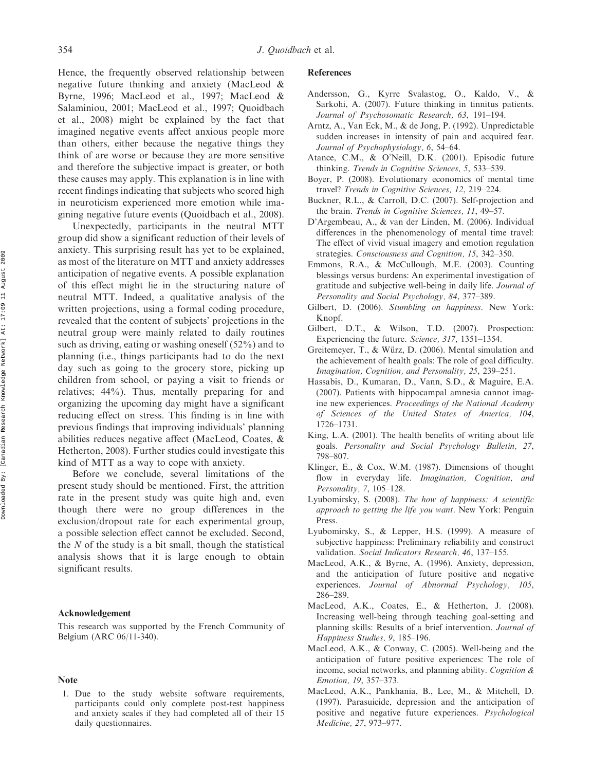Hence, the frequently observed relationship between negative future thinking and anxiety (MacLeod & Byrne, 1996; MacLeod et al., 1997; MacLeod & Salaminiou, 2001; MacLeod et al., 1997; Quoidbach et al., 2008) might be explained by the fact that imagined negative events affect anxious people more than others, either because the negative things they think of are worse or because they are more sensitive and therefore the subjective impact is greater, or both these causes may apply. This explanation is in line with recent findings indicating that subjects who scored high in neuroticism experienced more emotion while imagining negative future events (Quoidbach et al., 2008).

Unexpectedly, participants in the neutral MTT group did show a significant reduction of their levels of anxiety. This surprising result has yet to be explained, as most of the literature on MTT and anxiety addresses anticipation of negative events. A possible explanation of this effect might lie in the structuring nature of neutral MTT. Indeed, a qualitative analysis of the written projections, using a formal coding procedure, revealed that the content of subjects' projections in the neutral group were mainly related to daily routines such as driving, eating or washing oneself (52%) and to planning (i.e., things participants had to do the next day such as going to the grocery store, picking up children from school, or paying a visit to friends or relatives; 44%). Thus, mentally preparing for and organizing the upcoming day might have a significant reducing effect on stress. This finding is in line with previous findings that improving individuals' planning abilities reduces negative affect (MacLeod, Coates, & Hetherton, 2008). Further studies could investigate this kind of MTT as a way to cope with anxiety.

Before we conclude, several limitations of the present study should be mentioned. First, the attrition rate in the present study was quite high and, even though there were no group differences in the exclusion/dropout rate for each experimental group, a possible selection effect cannot be excluded. Second, the $N$ of the study is a bit small, though the statistical analysis shows that it is large enough to obtain significant results.

## Acknowledgement

This research was supported by the French Community of Belgium (ARC 06/11-340).

## Note

1. Due to the study website software requirements, participants could only complete post-test happiness and anxiety scales if they had completed all of their 15 daily questionnaires.

## References

Andersson, G., Kyrre Svalastog, O., Kaldo, V., & Sarkohi, A. (2007). Future thinking in tinnitus patients. *Journal of Psychosomatic Research, 63*, 191–194.

Arntz, A., Van Eck, M., & de Jong, P. (1992). Unpredictable sudden increases in intensity of pain and acquired fear. *Journal of Psychophysiology, 6*, 54–64.

Atance, C.M., & O'Neill, D.K. (2001). Episodic future thinking. *Trends in Cognitive Sciences, 5*, 533–539.

Boyer, P. (2008). Evolutionary economics of mental time travel? *Trends in Cognitive Sciences, 12*, 219–224.

Buckner, R.L., & Carroll, D.C. (2007). Self-projection and the brain. *Trends in Cognitive Sciences, 11*, 49–57.

D'Argembeau, A., & van der Linden, M. (2006). Individual differences in the phenomenology of mental time travel: The effect of vivid visual imagery and emotion regulation strategies. *Consciousness and Cognition, 15*, 342–350.

Emmons, R.A., & McCullough, M.E. (2003). Counting blessings versus burdens: An experimental investigation of gratitude and subjective well-being in daily life. *Journal of Personality and Social Psychology, 84*, 377–389.

Gilbert, D. (2006). *Stumbling on happiness*. New York: Knopf.

Gilbert, D.T., & Wilson, T.D. (2007). Prospection: Experiencing the future. *Science, 317*, 1351–1354.

Greitemeyer, T., & Würz, D. (2006). Mental simulation and the achievement of health goals: The role of goal difficulty. *Imagination, Cognition, and Personality, 25*, 239–251.

Hassabis, D., Kumaran, D., Vann, S.D., & Maguire, E.A. (2007). Patients with hippocampal amnesia cannot imagine new experiences. *Proceedings of the National Academy of Sciences of the United States of America, 104*, 1726–1731.

King, L.A. (2001). The health benefits of writing about life goals. *Personality and Social Psychology Bulletin, 27*, 798–807.

Klinger, E., & Cox, W.M. (1987). Dimensions of thought flow in everyday life. *Imagination, Cognition, and Personality, 7*, 105–128.

Lyubomirsky, S. (2008). *The how of happiness: A scientific approach to getting the life you want*. New York: Penguin Press.

Lyubomirsky, S., & Lepper, H.S. (1999). A measure of subjective happiness: Preliminary reliability and construct validation. *Social Indicators Research, 46*, 137–155.

MacLeod, A.K., & Byrne, A. (1996). Anxiety, depression, and the anticipation of future positive and negative experiences. *Journal of Abnormal Psychology, 105*, 286–289.

MacLeod, A.K., Coates, E., & Hetherton, J. (2008). Increasing well-being through teaching goal-setting and planning skills: Results of a brief intervention. *Journal of Happiness Studies, 9*, 185–196.

MacLeod, A.K., & Conway, C. (2005). Well-being and the anticipation of future positive experiences: The role of income, social networks, and planning ability. *Cognition & Emotion, 19*, 357–373.

MacLeod, A.K., Pankhania, B., Lee, M., & Mitchell, D. (1997). Parasuicide, depression and the anticipation of positive and negative future experiences. *Psychological Medicine, 27*, 973–977.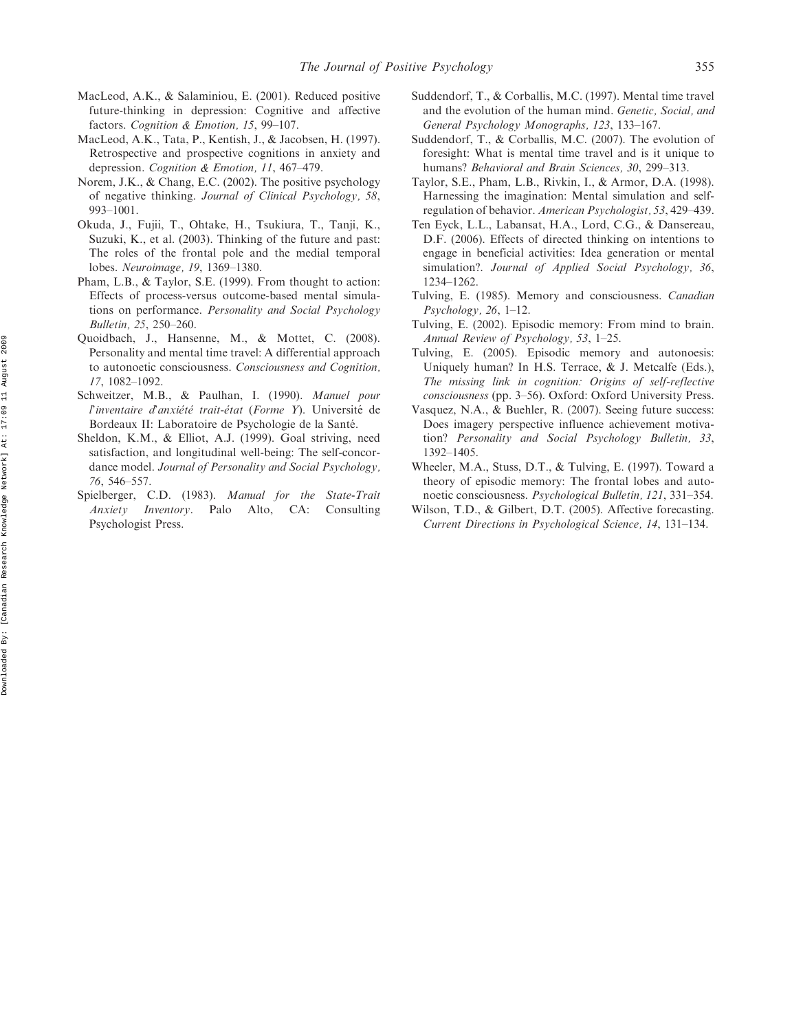MacLeod, A.K., & Salaminiou, E. (2001). Reduced positive future-thinking in depression: Cognitive and affective factors. *Cognition & Emotion, 15*, 99–107.

MacLeod, A.K., Tata, P., Kentish, J., & Jacobsen, H. (1997). Retrospective and prospective cognitions in anxiety and depression. *Cognition & Emotion, 11*, 467–479.

Norem, J.K., & Chang, E.C. (2002). The positive psychology of negative thinking. *Journal of Clinical Psychology, 58*, 993–1001.

Okuda, J., Fujii, T., Ohtake, H., Tsukiura, T., Tanji, K., Suzuki, K., et al. (2003). Thinking of the future and past: The roles of the frontal pole and the medial temporal lobes. *Neuroimage, 19*, 1369–1380.

Pham, L.B., & Taylor, S.E. (1999). From thought to action: Effects of process-versus outcome-based mental simulations on performance. *Personality and Social Psychology Bulletin, 25*, 250–260.

Quoidbach, J., Hansenne, M., & Mottet, C. (2008). Personality and mental time travel: A differential approach to autonoetic consciousness. *Consciousness and Cognition, 17*, 1082–1092.

Schweitzer, M.B., & Paulhan, I. (1990). *Manuel pour l'inventaire d'anxiété trait-état (Forme Y)*. Université de Bordeaux II: Laboratoire de Psychologie de la Santé.

Sheldon, K.M., & Elliot, A.J. (1999). Goal striving, need satisfaction, and longitudinal well-being: The self-concordance model. *Journal of Personality and Social Psychology, 76*, 546–557.

Spielberger, C.D. (1983). *Manual for the State-Trait Anxiety Inventory*. Palo Alto, CA: Consulting Psychologist Press.

Suddendorf, T., & Corballis, M.C. (1997). Mental time travel and the evolution of the human mind. *Genetic, Social, and General Psychology Monographs, 123*, 133–167.

Suddendorf, T., & Corballis, M.C. (2007). The evolution of foresight: What is mental time travel and is it unique to humans? *Behavioral and Brain Sciences, 30*, 299–313.

Taylor, S.E., Pham, L.B., Rivkin, I., & Armor, D.A. (1998). Harnessing the imagination: Mental simulation and self-regulation of behavior. *American Psychologist, 53*, 429–439.

Ten Eyck, L.L., Labansat, H.A., Lord, C.G., & Dansereau, D.F. (2006). Effects of directed thinking on intentions to engage in beneficial activities: Idea generation or mental simulation?. *Journal of Applied Social Psychology, 36*, 1234–1262.

Tulving, E. (1985). Memory and consciousness. *Canadian Psychology, 26*, 1–12.

Tulving, E. (2002). Episodic memory: From mind to brain. *Annual Review of Psychology, 53*, 1–25.

Tulving, E. (2005). Episodic memory and autonoesis: Uniquely human? In H.S. Terrace, & J. Metcalfe (Eds.), *The missing link in cognition: Origins of self-reflective consciousness* (pp. 3–56). Oxford: Oxford University Press.

Vasquez, N.A., & Buehler, R. (2007). Seeing future success: Does imagery perspective influence achievement motivation? *Personality and Social Psychology Bulletin, 33*, 1392–1405.

Wheeler, M.A., Stuss, D.T., & Tulving, E. (1997). Toward a theory of episodic memory: The frontal lobes and autonoetic consciousness. *Psychological Bulletin, 121*, 331–354.

Wilson, T.D., & Gilbert, D.T. (2005). Affective forecasting. *Current Directions in Psychological Science, 14*, 131–134.